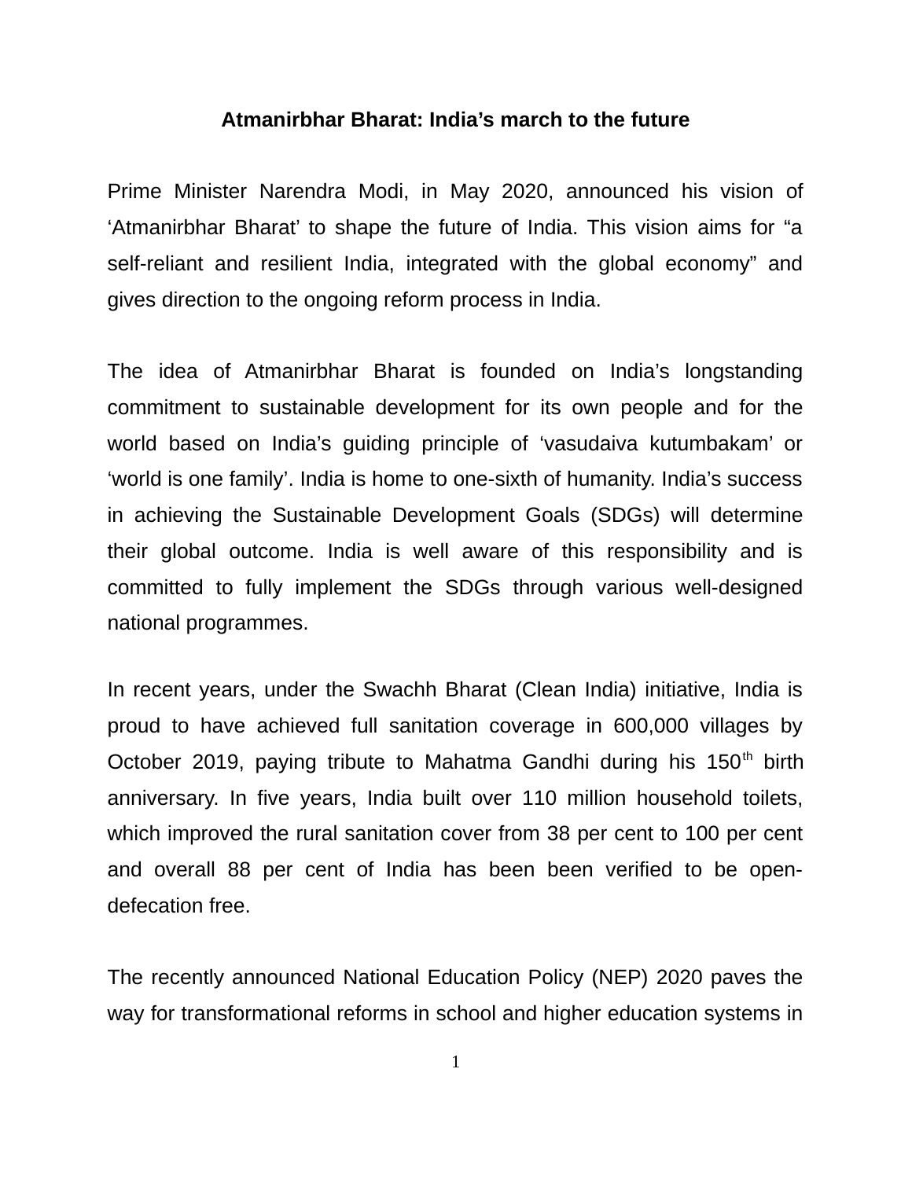# Atmanirbhar Bharat: India's march to the future

Prime Minister Narendra Modi, in May 2020, announced his vision of 'Atmanirbhar Bharat' to shape the future of India. This vision aims for "a self-reliant and resilient India, integrated with the global economy" and gives direction to the ongoing reform process in India.

The idea of Atmanirbhar Bharat is founded on India's longstanding commitment to sustainable development for its own people and for the world based on India's guiding principle of 'vasudaiva kutumbakam' or 'world is one family'. India is home to one-sixth of humanity. India's success in achieving the Sustainable Development Goals (SDGs) will determine their global outcome. India is well aware of this responsibility and is committed to fully implement the SDGs through various well-designed national programmes.

In recent years, under the Swachh Bharat (Clean India) initiative, India is proud to have achieved full sanitation coverage in 600,000 villages by October 2019, paying tribute to Mahatma Gandhi during his 150th birth anniversary. In five years, India built over 110 million household toilets, which improved the rural sanitation cover from 38 per cent to 100 per cent and overall 88 per cent of India has been been verified to be open-defecation free.

The recently announced National Education Policy (NEP) 2020 paves the way for transformational reforms in school and higher education systems in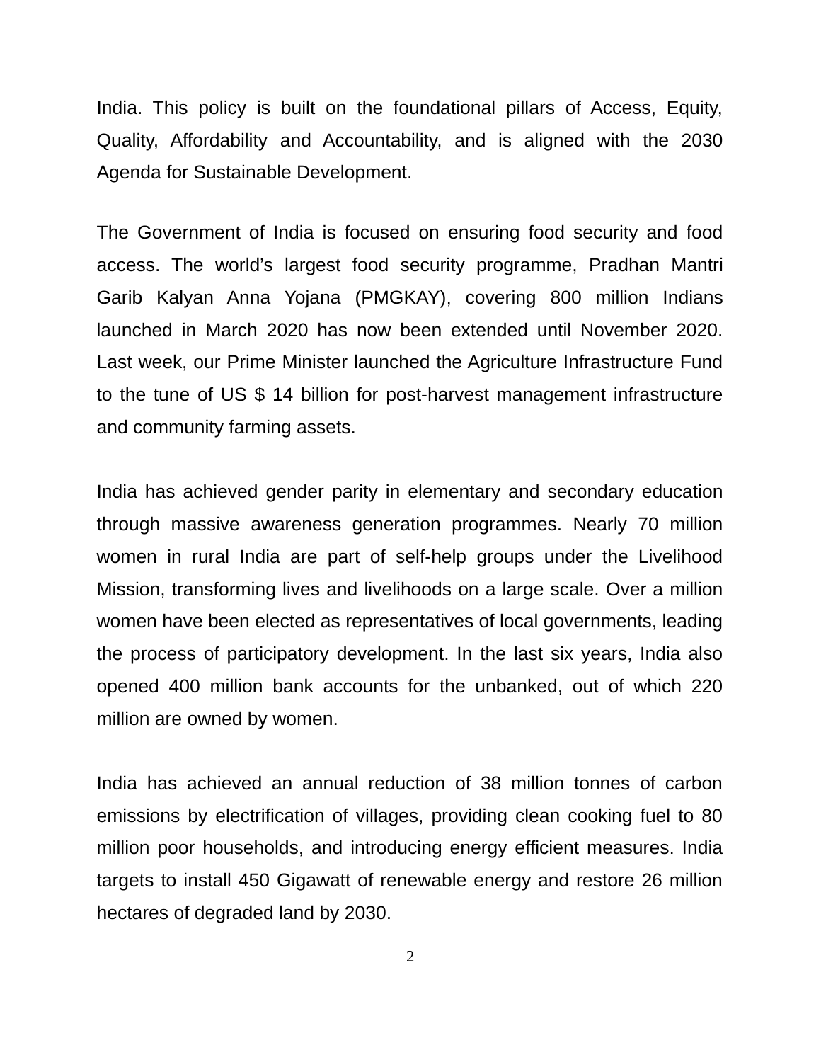India. This policy is built on the foundational pillars of Access, Equity, Quality, Affordability and Accountability, and is aligned with the 2030 Agenda for Sustainable Development.

The Government of India is focused on ensuring food security and food access. The world's largest food security programme, Pradhan Mantri Garib Kalyan Anna Yojana (PMGKAY), covering 800 million Indians launched in March 2020 has now been extended until November 2020. Last week, our Prime Minister launched the Agriculture Infrastructure Fund to the tune of US $ 14 billion for post-harvest management infrastructure and community farming assets.

India has achieved gender parity in elementary and secondary education through massive awareness generation programmes. Nearly 70 million women in rural India are part of self-help groups under the Livelihood Mission, transforming lives and livelihoods on a large scale. Over a million women have been elected as representatives of local governments, leading the process of participatory development. In the last six years, India also opened 400 million bank accounts for the unbanked, out of which 220 million are owned by women.

India has achieved an annual reduction of 38 million tonnes of carbon emissions by electrification of villages, providing clean cooking fuel to 80 million poor households, and introducing energy efficient measures. India targets to install 450 Gigawatt of renewable energy and restore 26 million hectares of degraded land by 2030.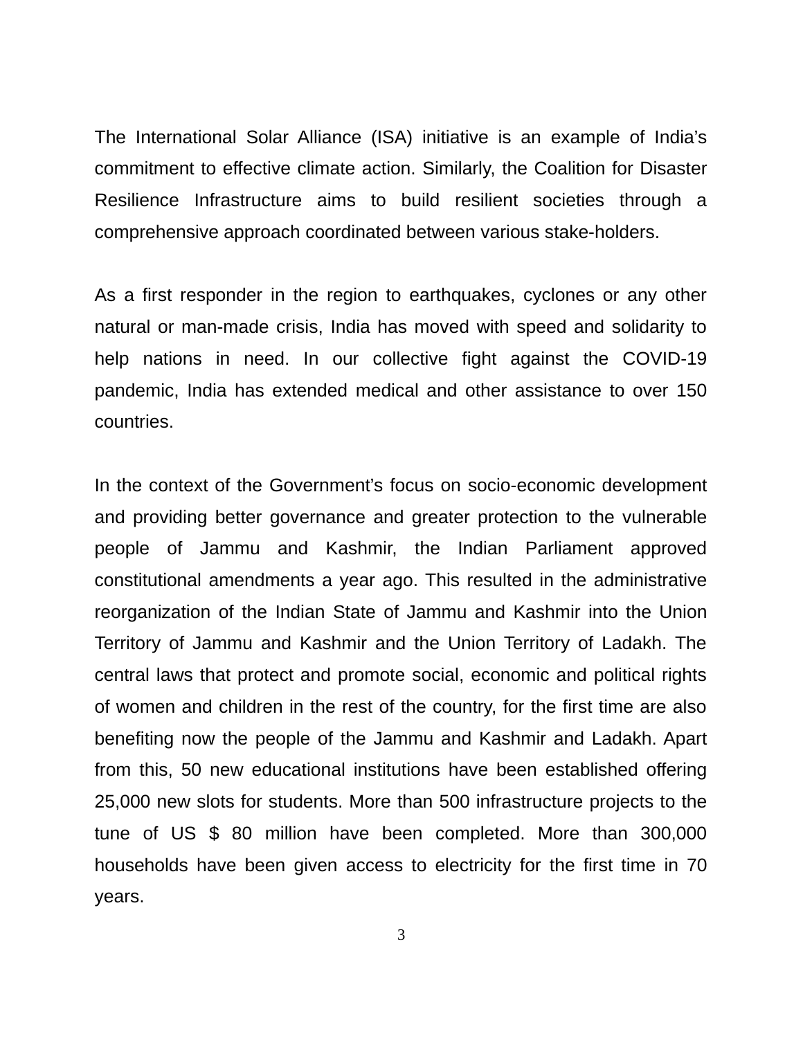The International Solar Alliance (ISA) initiative is an example of India's commitment to effective climate action. Similarly, the Coalition for Disaster Resilience Infrastructure aims to build resilient societies through a comprehensive approach coordinated between various stake-holders.

As a first responder in the region to earthquakes, cyclones or any other natural or man-made crisis, India has moved with speed and solidarity to help nations in need. In our collective fight against the COVID-19 pandemic, India has extended medical and other assistance to over 150 countries.

In the context of the Government's focus on socio-economic development and providing better governance and greater protection to the vulnerable people of Jammu and Kashmir, the Indian Parliament approved constitutional amendments a year ago. This resulted in the administrative reorganization of the Indian State of Jammu and Kashmir into the Union Territory of Jammu and Kashmir and the Union Territory of Ladakh. The central laws that protect and promote social, economic and political rights of women and children in the rest of the country, for the first time are also benefiting now the people of the Jammu and Kashmir and Ladakh. Apart from this, 50 new educational institutions have been established offering 25,000 new slots for students. More than 500 infrastructure projects to the tune of US $ 80 million have been completed. More than 300,000 households have been given access to electricity for the first time in 70 years.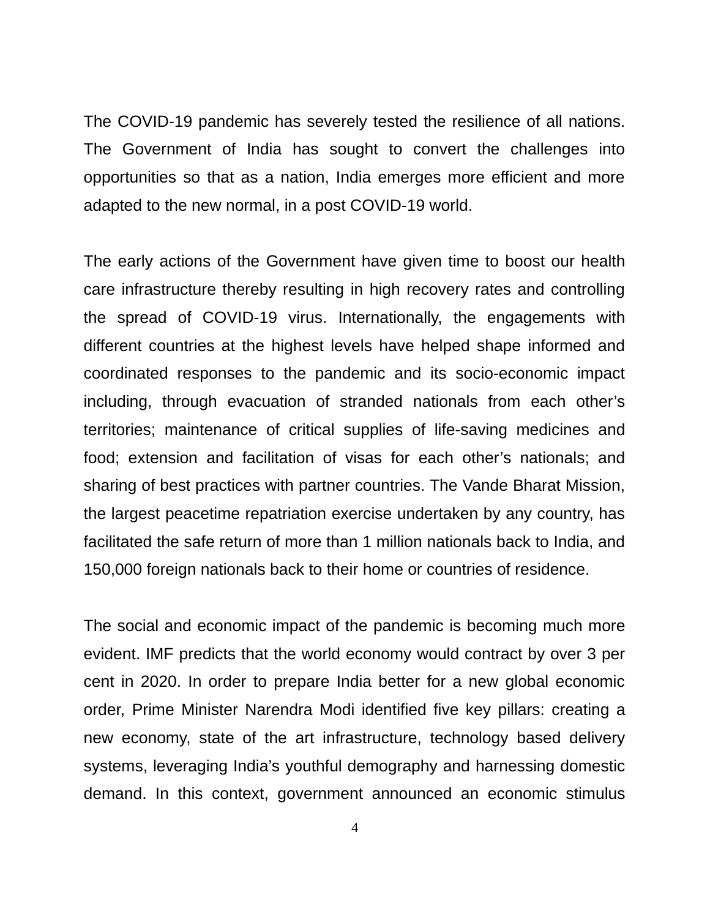The COVID-19 pandemic has severely tested the resilience of all nations. The Government of India has sought to convert the challenges into opportunities so that as a nation, India emerges more efficient and more adapted to the new normal, in a post COVID-19 world.

The early actions of the Government have given time to boost our health care infrastructure thereby resulting in high recovery rates and controlling the spread of COVID-19 virus. Internationally, the engagements with different countries at the highest levels have helped shape informed and coordinated responses to the pandemic and its socio-economic impact including, through evacuation of stranded nationals from each other's territories; maintenance of critical supplies of life-saving medicines and food; extension and facilitation of visas for each other's nationals; and sharing of best practices with partner countries. The Vande Bharat Mission, the largest peacetime repatriation exercise undertaken by any country, has facilitated the safe return of more than 1 million nationals back to India, and 150,000 foreign nationals back to their home or countries of residence.

The social and economic impact of the pandemic is becoming much more evident. IMF predicts that the world economy would contract by over 3 per cent in 2020. In order to prepare India better for a new global economic order, Prime Minister Narendra Modi identified five key pillars: creating a new economy, state of the art infrastructure, technology based delivery systems, leveraging India's youthful demography and harnessing domestic demand. In this context, government announced an economic stimulus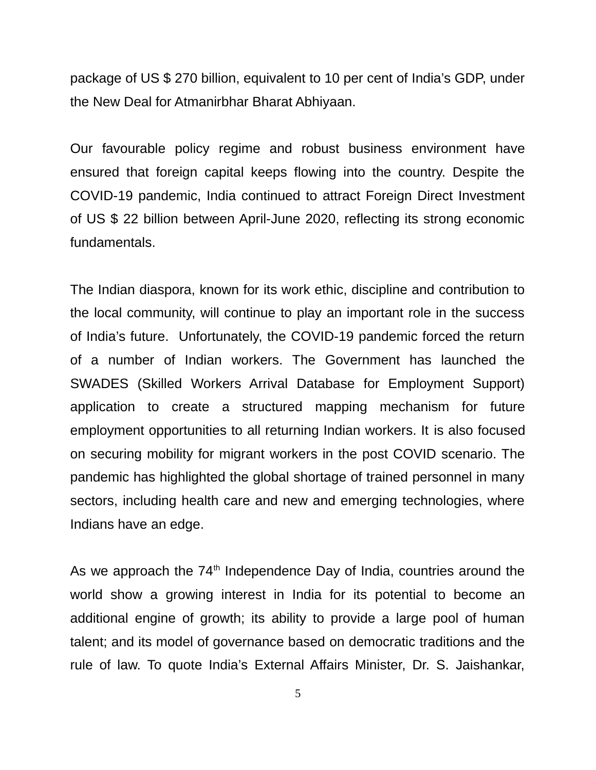package of US $ 270 billion, equivalent to 10 per cent of India's GDP, under the New Deal for Atmanirbhar Bharat Abhiyaan.

Our favourable policy regime and robust business environment have ensured that foreign capital keeps flowing into the country. Despite the COVID-19 pandemic, India continued to attract Foreign Direct Investment of US $ 22 billion between April-June 2020, reflecting its strong economic fundamentals.

The Indian diaspora, known for its work ethic, discipline and contribution to the local community, will continue to play an important role in the success of India's future. Unfortunately, the COVID-19 pandemic forced the return of a number of Indian workers. The Government has launched the SWADES (Skilled Workers Arrival Database for Employment Support) application to create a structured mapping mechanism for future employment opportunities to all returning Indian workers. It is also focused on securing mobility for migrant workers in the post COVID scenario. The pandemic has highlighted the global shortage of trained personnel in many sectors, including health care and new and emerging technologies, where Indians have an edge.

As we approach the 74th Independence Day of India, countries around the world show a growing interest in India for its potential to become an additional engine of growth; its ability to provide a large pool of human talent; and its model of governance based on democratic traditions and the rule of law. To quote India's External Affairs Minister, Dr. S. Jaishankar,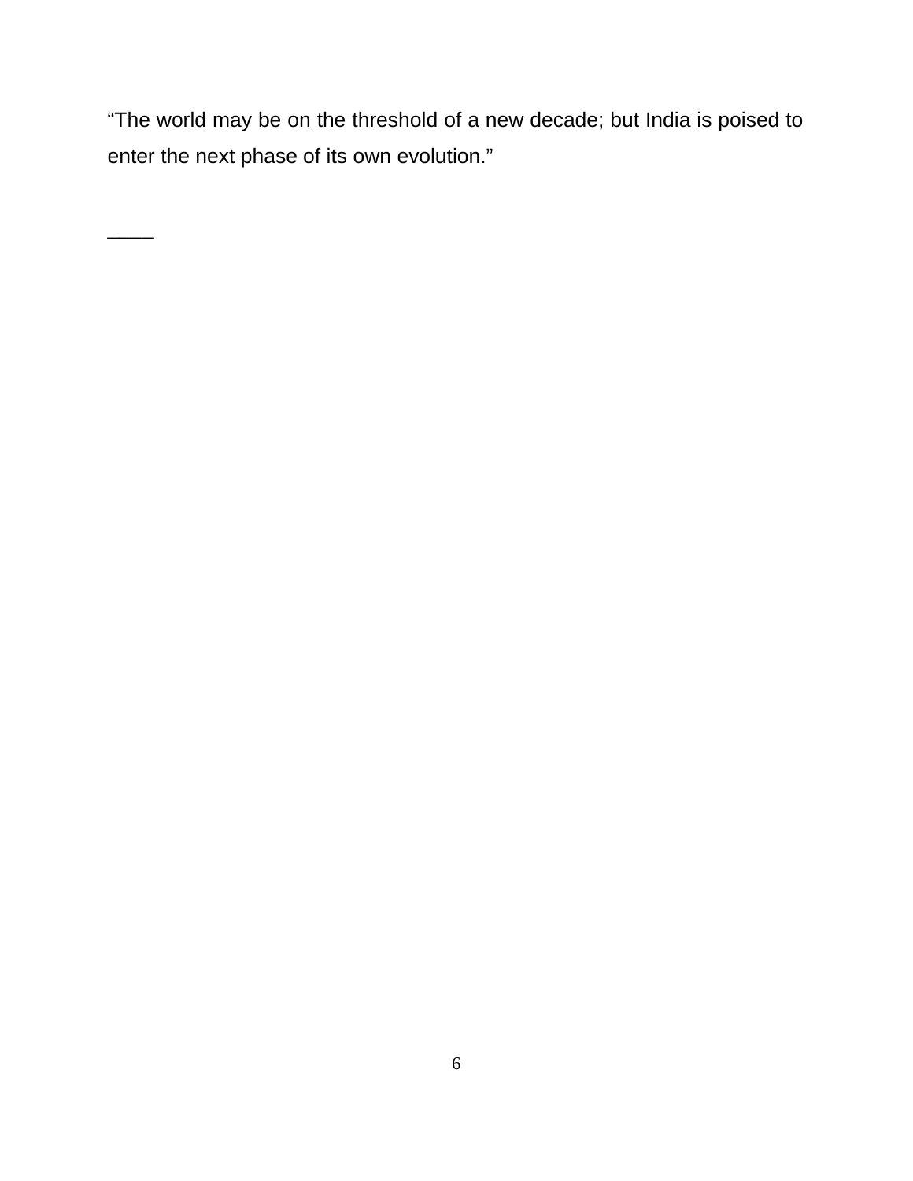"The world may be on the threshold of a new decade; but India is poised to enter the next phase of its own evolution."

____